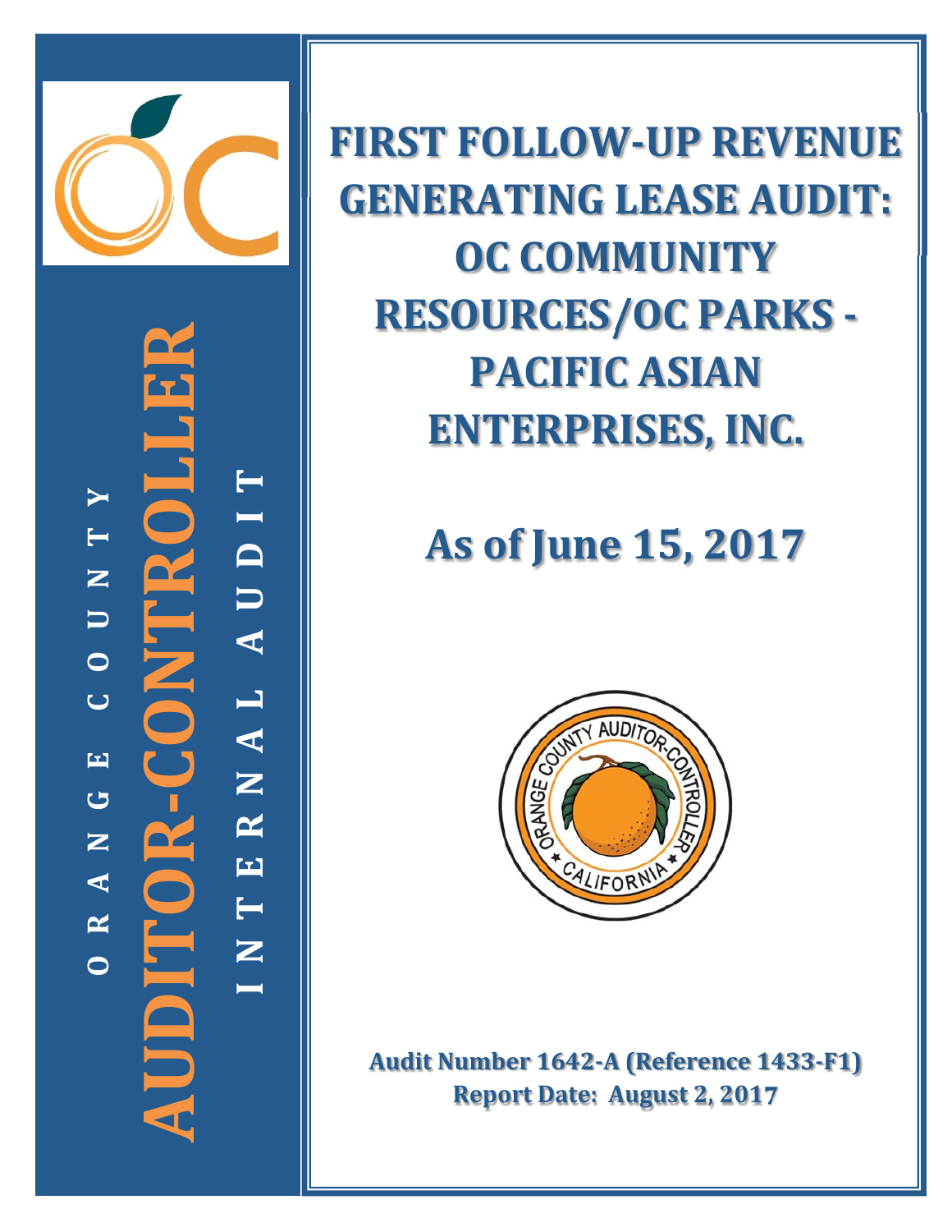ORANGE COUNTY

AUDITOR-CONTROLLER

INTERNAL AUDIT

# FIRST FOLLOW-UP REVENUE GENERATING LEASE AUDIT: OC COMMUNITY RESOURCES/OC PARKS - PACIFIC ASIAN ENTERPRISES, INC.

## As of June 15, 2017

**Audit Number 1642-A (Reference 1433-F1)**
**Report Date: August 2, 2017**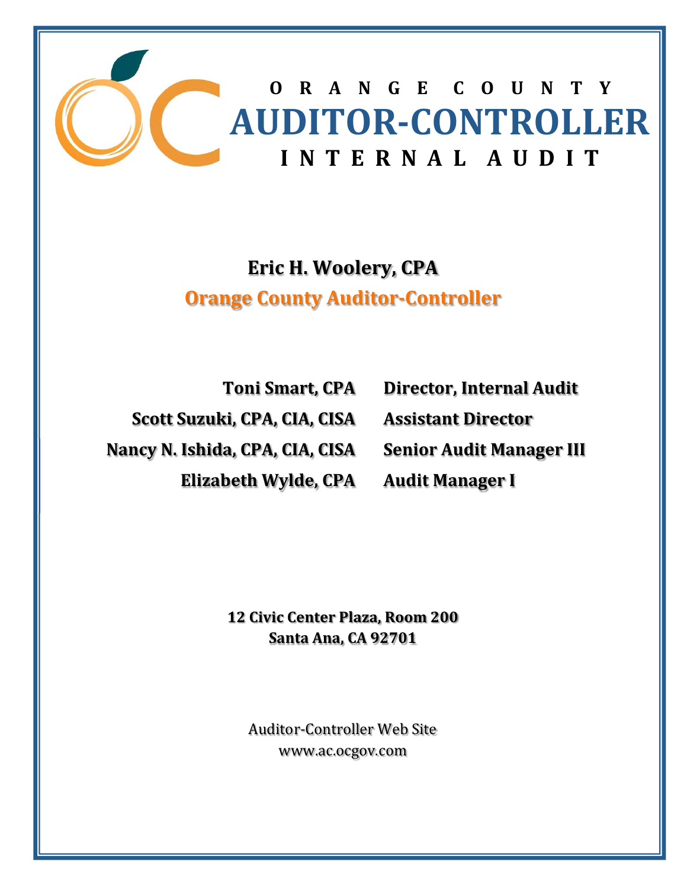# ORANGE COUNTY
# AUDITOR-CONTROLLER
## INTERNAL AUDIT

**Eric H. Woolery, CPA**

**Orange County Auditor-Controller**

| | |
|---|---|
| **Toni Smart, CPA** | **Director, Internal Audit** |
| **Scott Suzuki, CPA, CIA, CISA** | **Assistant Director** |
| **Nancy N. Ishida, CPA, CIA, CISA** | **Senior Audit Manager III** |
| **Elizabeth Wylde, CPA** | **Audit Manager I** |

**12 Civic Center Plaza, Room 200**
**Santa Ana, CA 92701**

Auditor-Controller Web Site
www.ac.ocgov.com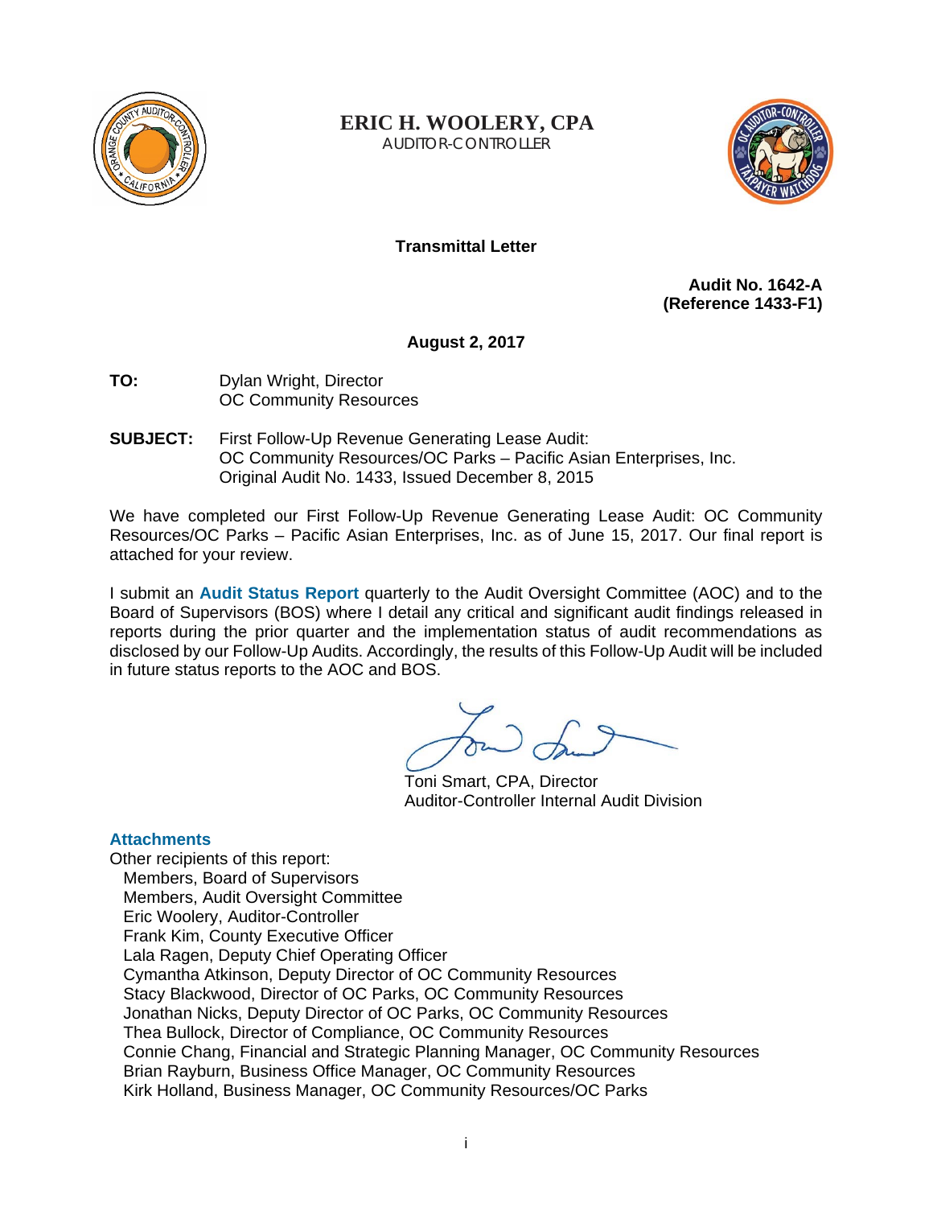**ERIC H. WOOLERY, CPA**
AUDITOR-CONTROLLER

**Transmittal Letter**

**Audit No. 1642-A**
**(Reference 1433-F1)**

**August 2, 2017**

**TO:** Dylan Wright, Director
OC Community Resources

**SUBJECT:** First Follow-Up Revenue Generating Lease Audit:
OC Community Resources/OC Parks – Pacific Asian Enterprises, Inc.
Original Audit No. 1433, Issued December 8, 2015

We have completed our First Follow-Up Revenue Generating Lease Audit: OC Community Resources/OC Parks – Pacific Asian Enterprises, Inc. as of June 15, 2017. Our final report is attached for your review.

I submit an **Audit Status Report** quarterly to the Audit Oversight Committee (AOC) and to the Board of Supervisors (BOS) where I detail any critical and significant audit findings released in reports during the prior quarter and the implementation status of audit recommendations as disclosed by our Follow-Up Audits. Accordingly, the results of this Follow-Up Audit will be included in future status reports to the AOC and BOS.

Toni Smart, CPA, Director
Auditor-Controller Internal Audit Division

**Attachments**

Other recipients of this report:
- Members, Board of Supervisors
- Members, Audit Oversight Committee
- Eric Woolery, Auditor-Controller
- Frank Kim, County Executive Officer
- Lala Ragen, Deputy Chief Operating Officer
- Cymantha Atkinson, Deputy Director of OC Community Resources
- Stacy Blackwood, Director of OC Parks, OC Community Resources
- Jonathan Nicks, Deputy Director of OC Parks, OC Community Resources
- Thea Bullock, Director of Compliance, OC Community Resources
- Connie Chang, Financial and Strategic Planning Manager, OC Community Resources
- Brian Rayburn, Business Office Manager, OC Community Resources
- Kirk Holland, Business Manager, OC Community Resources/OC Parks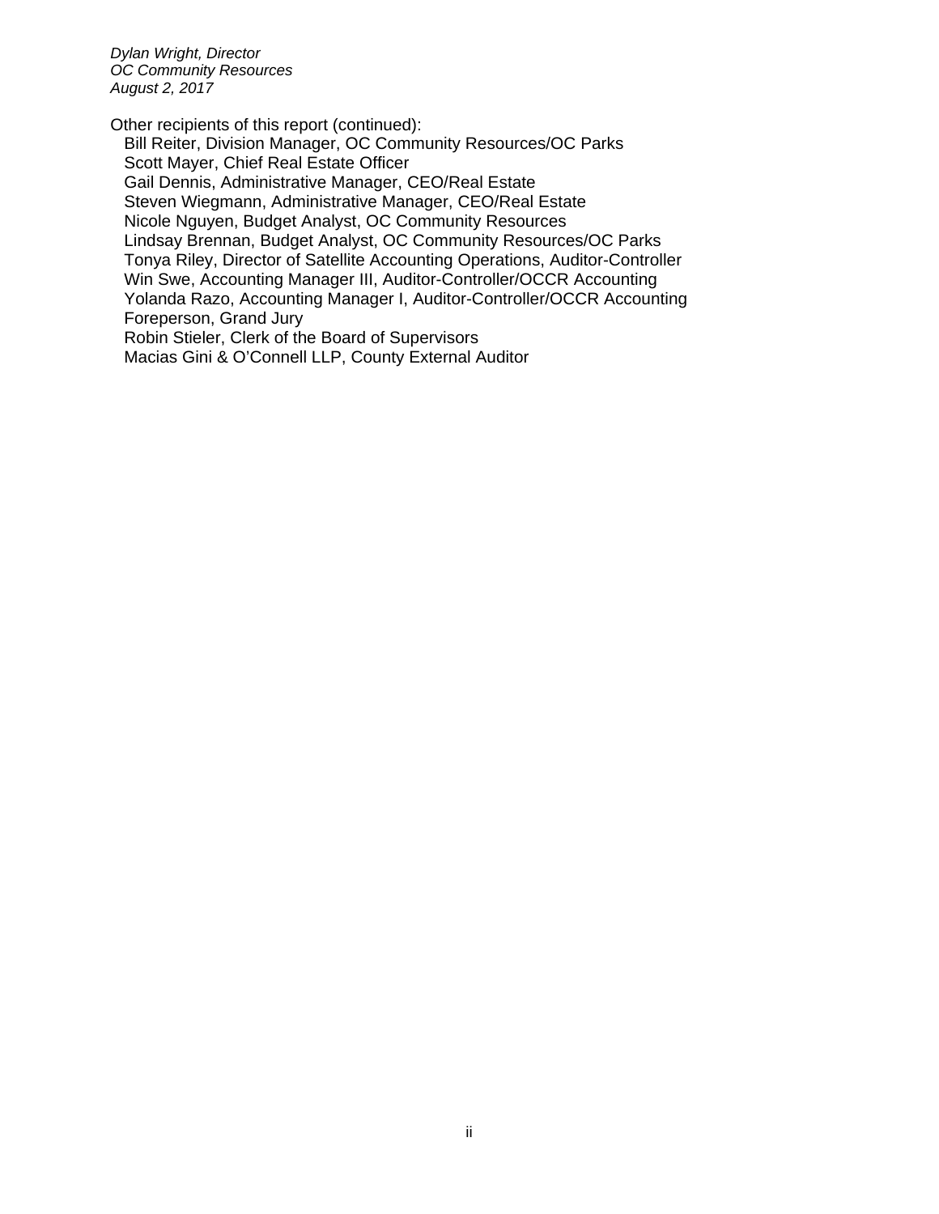*Dylan Wright, Director*
*OC Community Resources*
*August 2, 2017*

Other recipients of this report (continued):

Bill Reiter, Division Manager, OC Community Resources/OC Parks
Scott Mayer, Chief Real Estate Officer
Gail Dennis, Administrative Manager, CEO/Real Estate
Steven Wiegmann, Administrative Manager, CEO/Real Estate
Nicole Nguyen, Budget Analyst, OC Community Resources
Lindsay Brennan, Budget Analyst, OC Community Resources/OC Parks
Tonya Riley, Director of Satellite Accounting Operations, Auditor-Controller
Win Swe, Accounting Manager III, Auditor-Controller/OCCR Accounting
Yolanda Razo, Accounting Manager I, Auditor-Controller/OCCR Accounting
Foreperson, Grand Jury
Robin Stieler, Clerk of the Board of Supervisors
Macias Gini & O'Connell LLP, County External Auditor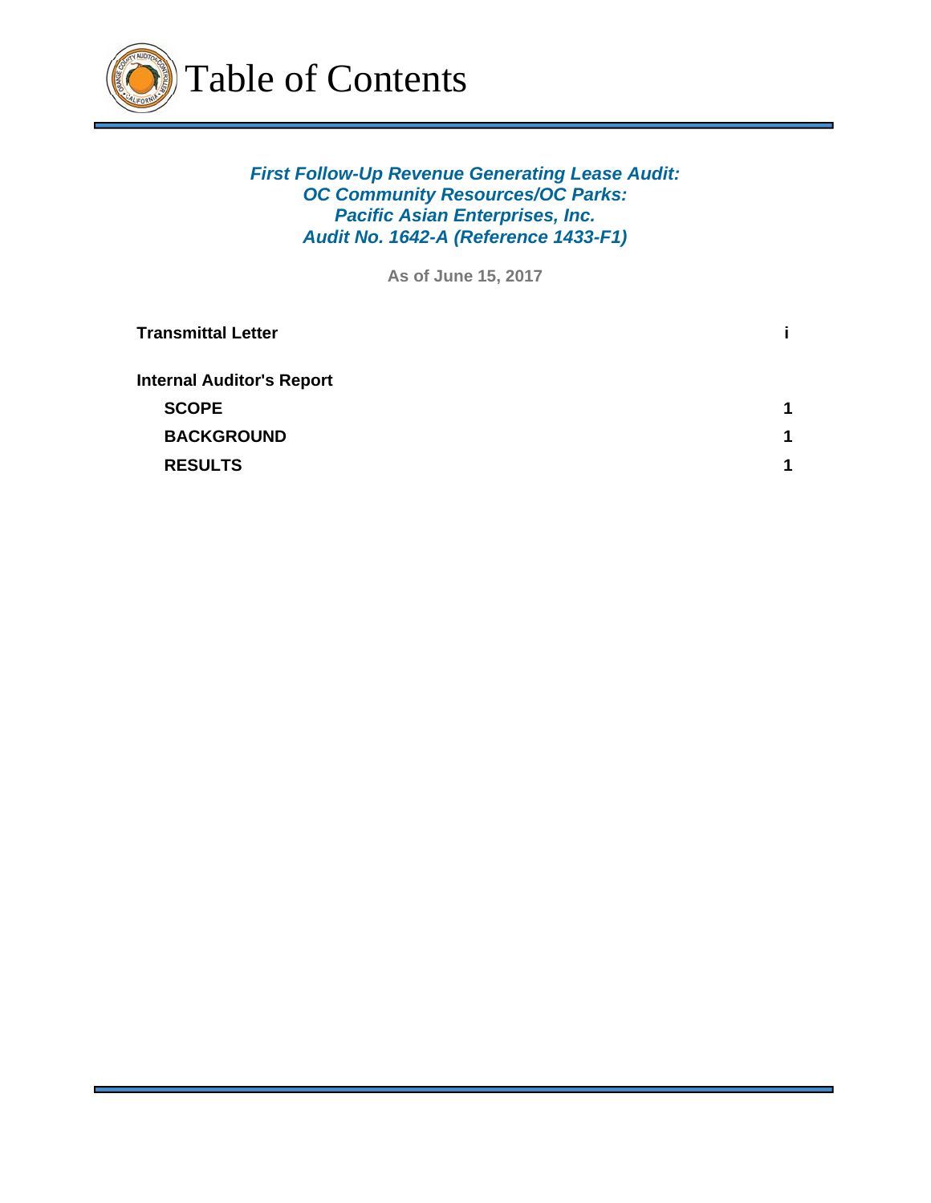# Table of Contents

***First Follow-Up Revenue Generating Lease Audit:***
***OC Community Resources/OC Parks:***
***Pacific Asian Enterprises, Inc.***
***Audit No. 1642-A (Reference 1433-F1)***

**As of June 15, 2017**

| | |
|---|---|
| **Transmittal Letter** | **i** |
| **Internal Auditor's Report** | |
| **SCOPE** | **1** |
| **BACKGROUND** | **1** |
| **RESULTS** | **1** |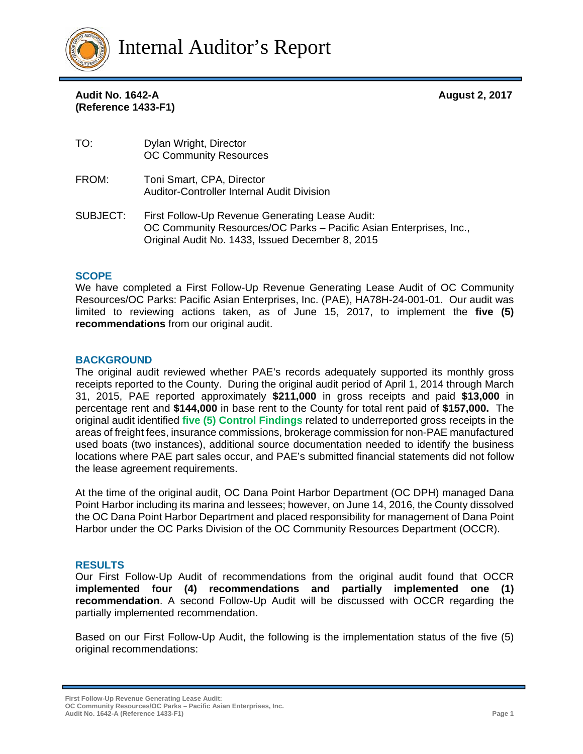# Internal Auditor's Report

**Audit No. 1642-A**
**(Reference 1433-F1)**

**August 2, 2017**

TO: Dylan Wright, Director
OC Community Resources

FROM: Toni Smart, CPA, Director
Auditor-Controller Internal Audit Division

SUBJECT: First Follow-Up Revenue Generating Lease Audit:
OC Community Resources/OC Parks – Pacific Asian Enterprises, Inc.,
Original Audit No. 1433, Issued December 8, 2015

## SCOPE

We have completed a First Follow-Up Revenue Generating Lease Audit of OC Community Resources/OC Parks: Pacific Asian Enterprises, Inc. (PAE), HA78H-24-001-01. Our audit was limited to reviewing actions taken, as of June 15, 2017, to implement the **five (5) recommendations** from our original audit.

## BACKGROUND

The original audit reviewed whether PAE's records adequately supported its monthly gross receipts reported to the County. During the original audit period of April 1, 2014 through March 31, 2015, PAE reported approximately **$211,000** in gross receipts and paid **$13,000** in percentage rent and **$144,000** in base rent to the County for total rent paid of **$157,000.** The original audit identified **five (5) Control Findings** related to underreported gross receipts in the areas of freight fees, insurance commissions, brokerage commission for non-PAE manufactured used boats (two instances), additional source documentation needed to identify the business locations where PAE part sales occur, and PAE's submitted financial statements did not follow the lease agreement requirements.

At the time of the original audit, OC Dana Point Harbor Department (OC DPH) managed Dana Point Harbor including its marina and lessees; however, on June 14, 2016, the County dissolved the OC Dana Point Harbor Department and placed responsibility for management of Dana Point Harbor under the OC Parks Division of the OC Community Resources Department (OCCR).

## RESULTS

Our First Follow-Up Audit of recommendations from the original audit found that OCCR **implemented four (4) recommendations and partially implemented one (1) recommendation**. A second Follow-Up Audit will be discussed with OCCR regarding the partially implemented recommendation.

Based on our First Follow-Up Audit, the following is the implementation status of the five (5) original recommendations: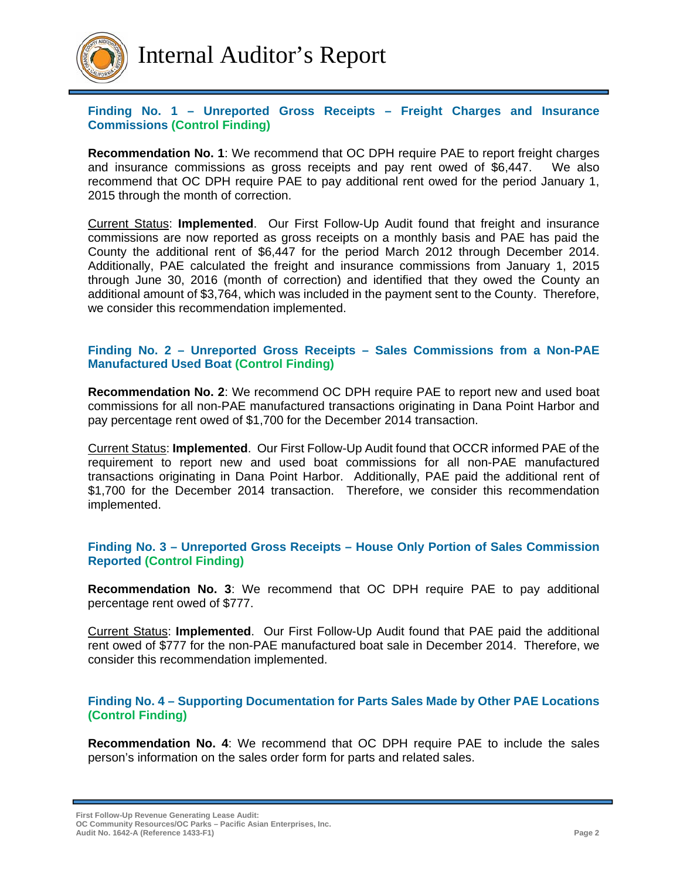### Finding No. 1 – Unreported Gross Receipts – Freight Charges and Insurance Commissions (Control Finding)

**Recommendation No. 1**: We recommend that OC DPH require PAE to report freight charges and insurance commissions as gross receipts and pay rent owed of $6,447. We also recommend that OC DPH require PAE to pay additional rent owed for the period January 1, 2015 through the month of correction.

Current Status: **Implemented**. Our First Follow-Up Audit found that freight and insurance commissions are now reported as gross receipts on a monthly basis and PAE has paid the County the additional rent of $6,447 for the period March 2012 through December 2014. Additionally, PAE calculated the freight and insurance commissions from January 1, 2015 through June 30, 2016 (month of correction) and identified that they owed the County an additional amount of $3,764, which was included in the payment sent to the County. Therefore, we consider this recommendation implemented.

### Finding No. 2 – Unreported Gross Receipts – Sales Commissions from a Non-PAE Manufactured Used Boat (Control Finding)

**Recommendation No. 2**: We recommend OC DPH require PAE to report new and used boat commissions for all non-PAE manufactured transactions originating in Dana Point Harbor and pay percentage rent owed of $1,700 for the December 2014 transaction.

Current Status: **Implemented**. Our First Follow-Up Audit found that OCCR informed PAE of the requirement to report new and used boat commissions for all non-PAE manufactured transactions originating in Dana Point Harbor. Additionally, PAE paid the additional rent of $1,700 for the December 2014 transaction. Therefore, we consider this recommendation implemented.

### Finding No. 3 – Unreported Gross Receipts – House Only Portion of Sales Commission Reported (Control Finding)

**Recommendation No. 3**: We recommend that OC DPH require PAE to pay additional percentage rent owed of $777.

Current Status: **Implemented**. Our First Follow-Up Audit found that PAE paid the additional rent owed of $777 for the non-PAE manufactured boat sale in December 2014. Therefore, we consider this recommendation implemented.

### Finding No. 4 – Supporting Documentation for Parts Sales Made by Other PAE Locations (Control Finding)

**Recommendation No. 4**: We recommend that OC DPH require PAE to include the sales person's information on the sales order form for parts and related sales.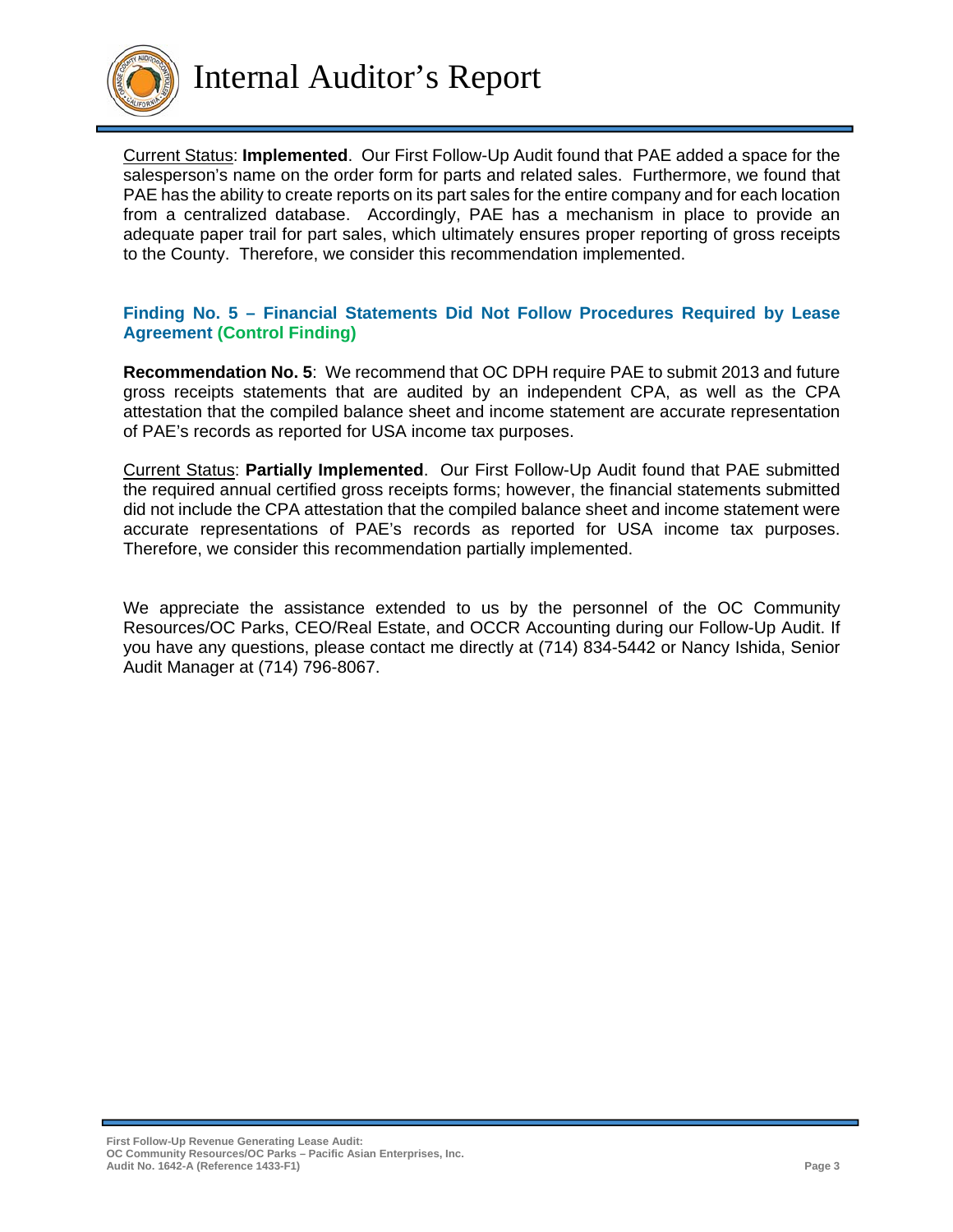Current Status: **Implemented**. Our First Follow-Up Audit found that PAE added a space for the salesperson's name on the order form for parts and related sales. Furthermore, we found that PAE has the ability to create reports on its part sales for the entire company and for each location from a centralized database. Accordingly, PAE has a mechanism in place to provide an adequate paper trail for part sales, which ultimately ensures proper reporting of gross receipts to the County. Therefore, we consider this recommendation implemented.

### Finding No. 5 – Financial Statements Did Not Follow Procedures Required by Lease Agreement (Control Finding)

**Recommendation No. 5**: We recommend that OC DPH require PAE to submit 2013 and future gross receipts statements that are audited by an independent CPA, as well as the CPA attestation that the compiled balance sheet and income statement are accurate representation of PAE's records as reported for USA income tax purposes.

Current Status: **Partially Implemented**. Our First Follow-Up Audit found that PAE submitted the required annual certified gross receipts forms; however, the financial statements submitted did not include the CPA attestation that the compiled balance sheet and income statement were accurate representations of PAE's records as reported for USA income tax purposes. Therefore, we consider this recommendation partially implemented.

We appreciate the assistance extended to us by the personnel of the OC Community Resources/OC Parks, CEO/Real Estate, and OCCR Accounting during our Follow-Up Audit. If you have any questions, please contact me directly at (714) 834-5442 or Nancy Ishida, Senior Audit Manager at (714) 796-8067.